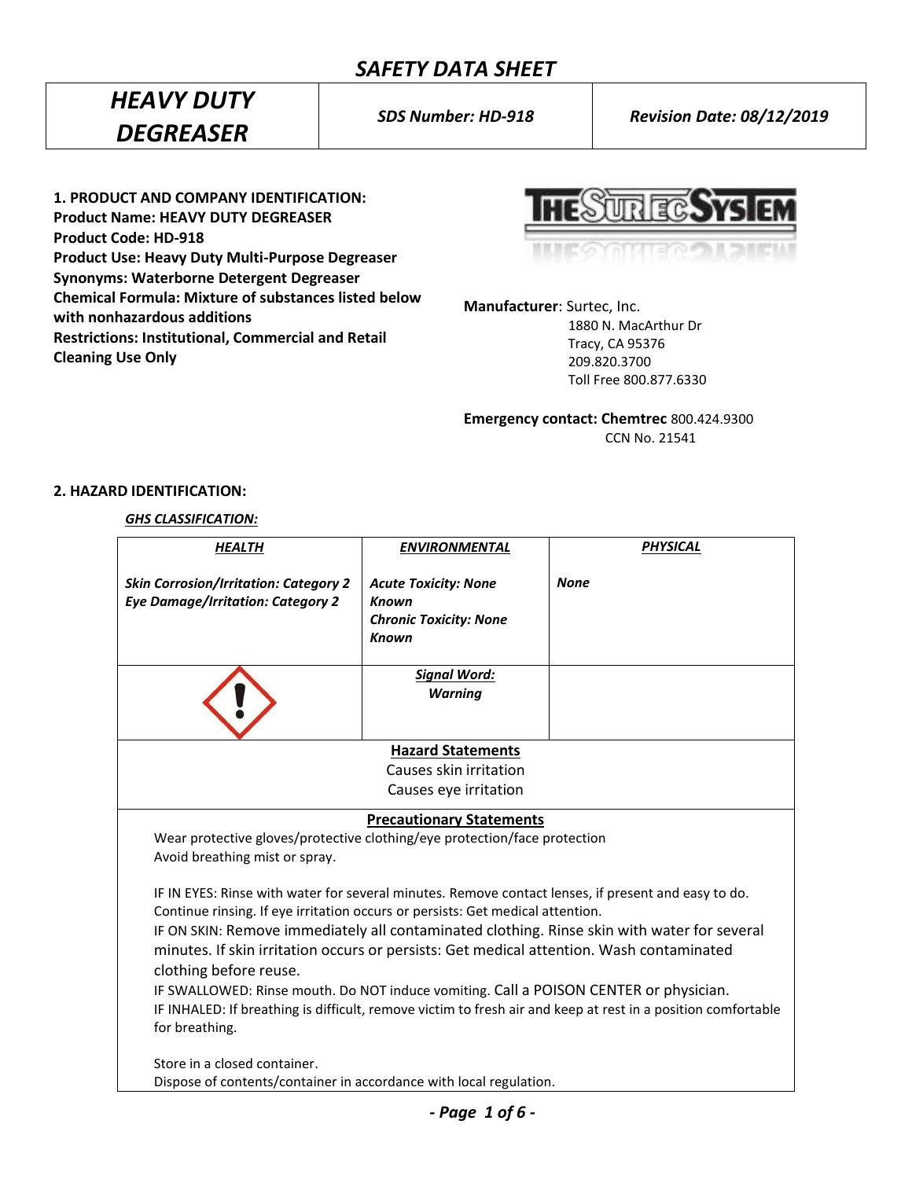# SAFETY DATA SHEET

| *HEAVY DUTY DEGREASER* | *SDS Number: HD-918* | *Revision Date: 08/12/2019* |
|---|---|---|

**1. PRODUCT AND COMPANY IDENTIFICATION:**
**Product Name: HEAVY DUTY DEGREASER**
**Product Code: HD-918**
**Product Use: Heavy Duty Multi-Purpose Degreaser**
**Synonyms: Waterborne Detergent Degreaser**
**Chemical Formula: Mixture of substances listed below with nonhazardous additions**
**Restrictions: Institutional, Commercial and Retail Cleaning Use Only**

**Manufacturer**: Surtec, Inc.
1880 N. MacArthur Dr
Tracy, CA 95376
209.820.3700
Toll Free 800.877.6330

**Emergency contact: Chemtrec** 800.424.9300
CCN No. 21541

**2. HAZARD IDENTIFICATION:**

***GHS CLASSIFICATION:***

| ***HEALTH*** | ***ENVIRONMENTAL*** | ***PHYSICAL*** |
|---|---|---|
| ***Skin Corrosion/Irritation: Category 2*** ***Eye Damage/Irritation: Category 2*** | ***Acute Toxicity: None Known*** ***Chronic Toxicity: None Known*** | ***None*** |
| | ***Signal Word:*** ***Warning*** | |

**Hazard Statements**

Causes skin irritation
Causes eye irritation

**Precautionary Statements**

Wear protective gloves/protective clothing/eye protection/face protection
Avoid breathing mist or spray.

IF IN EYES: Rinse with water for several minutes. Remove contact lenses, if present and easy to do. Continue rinsing. If eye irritation occurs or persists: Get medical attention.
IF ON SKIN: Remove immediately all contaminated clothing. Rinse skin with water for several minutes. If skin irritation occurs or persists: Get medical attention. Wash contaminated clothing before reuse.
IF SWALLOWED: Rinse mouth. Do NOT induce vomiting. Call a POISON CENTER or physician.
IF INHALED: If breathing is difficult, remove victim to fresh air and keep at rest in a position comfortable for breathing.

Store in a closed container.
Dispose of contents/container in accordance with local regulation.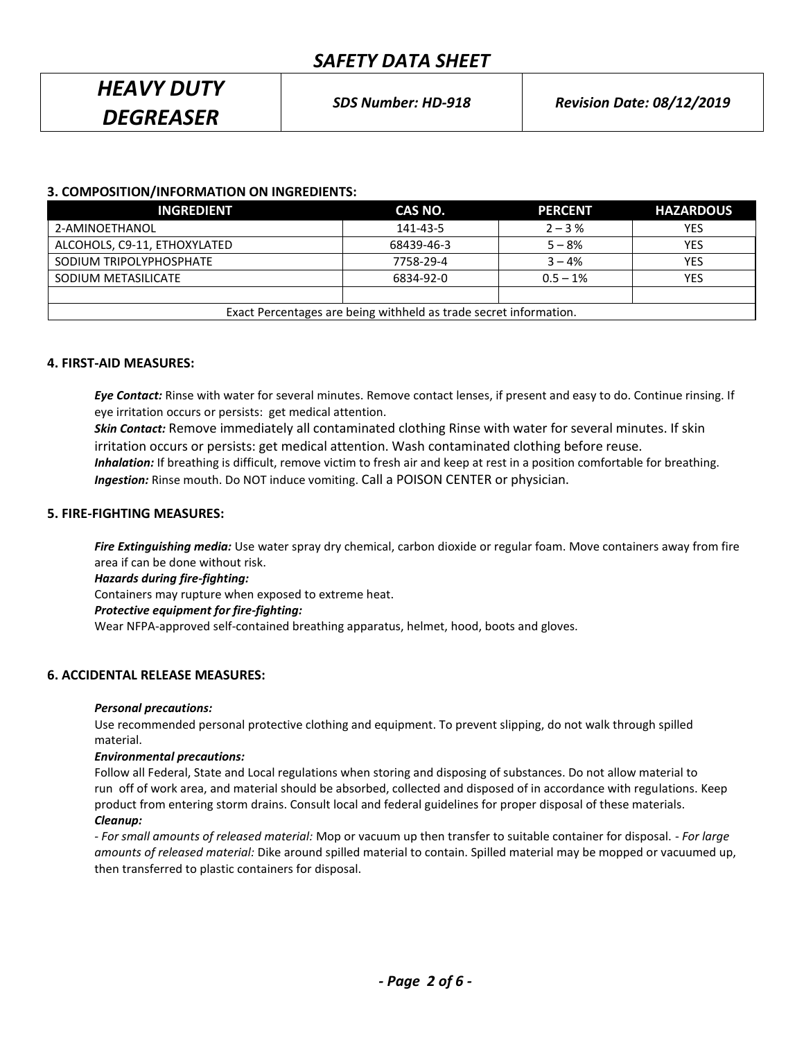### 3. COMPOSITION/INFORMATION ON INGREDIENTS:

| INGREDIENT | CAS NO. | PERCENT | HAZARDOUS |
| --- | --- | --- | --- |
| 2-AMINOETHANOL | 141-43-5 | 2 – 3 % | YES |
| ALCOHOLS, C9-11, ETHOXYLATED | 68439-46-3 | 5 – 8% | YES |
| SODIUM TRIPOLYPHOSPHATE | 7758-29-4 | 3 – 4% | YES |
| SODIUM METASILICATE | 6834-92-0 | 0.5 – 1% | YES |
| | | | |
| Exact Percentages are being withheld as trade secret information. | | | |

### 4. FIRST-AID MEASURES:

***Eye Contact:*** Rinse with water for several minutes. Remove contact lenses, if present and easy to do. Continue rinsing. If eye irritation occurs or persists: get medical attention.

***Skin Contact:*** Remove immediately all contaminated clothing Rinse with water for several minutes. If skin irritation occurs or persists: get medical attention. Wash contaminated clothing before reuse.

***Inhalation:*** If breathing is difficult, remove victim to fresh air and keep at rest in a position comfortable for breathing.

***Ingestion:*** Rinse mouth. Do NOT induce vomiting. Call a POISON CENTER or physician.

### 5. FIRE-FIGHTING MEASURES:

***Fire Extinguishing media:*** Use water spray dry chemical, carbon dioxide or regular foam. Move containers away from fire area if can be done without risk.

***Hazards during fire-fighting:***

Containers may rupture when exposed to extreme heat.

***Protective equipment for fire-fighting:***

Wear NFPA-approved self-contained breathing apparatus, helmet, hood, boots and gloves.

### 6. ACCIDENTAL RELEASE MEASURES:

***Personal precautions:***

Use recommended personal protective clothing and equipment. To prevent slipping, do not walk through spilled material.

***Environmental precautions:***

Follow all Federal, State and Local regulations when storing and disposing of substances. Do not allow material to run off of work area, and material should be absorbed, collected and disposed of in accordance with regulations. Keep product from entering storm drains. Consult local and federal guidelines for proper disposal of these materials.

***Cleanup:***

- *For small amounts of released material:* Mop or vacuum up then transfer to suitable container for disposal. - *For large amounts of released material:* Dike around spilled material to contain. Spilled material may be mopped or vacuumed up, then transferred to plastic containers for disposal.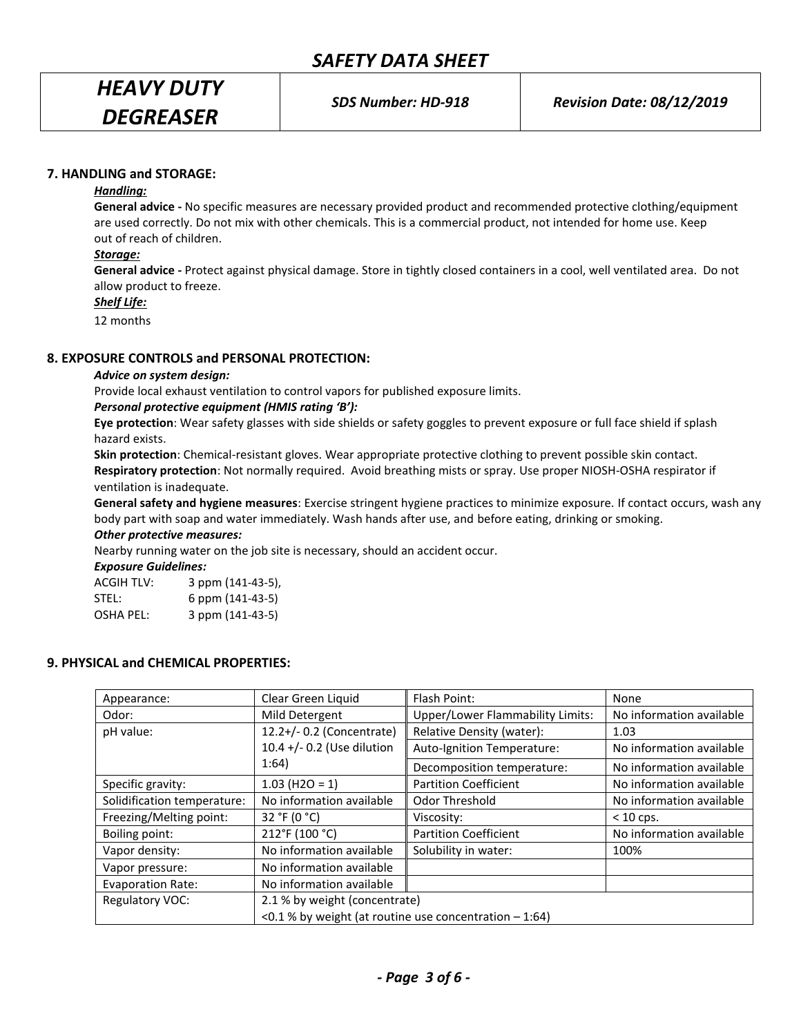## 7. HANDLING and STORAGE:

***Handling:***

**General advice -** No specific measures are necessary provided product and recommended protective clothing/equipment are used correctly. Do not mix with other chemicals. This is a commercial product, not intended for home use. Keep out of reach of children.

***Storage:***

**General advice -** Protect against physical damage. Store in tightly closed containers in a cool, well ventilated area. Do not allow product to freeze.

***Shelf Life:***

12 months

## 8. EXPOSURE CONTROLS and PERSONAL PROTECTION:

***Advice on system design:***

Provide local exhaust ventilation to control vapors for published exposure limits.

***Personal protective equipment (HMIS rating 'B'):***

**Eye protection**: Wear safety glasses with side shields or safety goggles to prevent exposure or full face shield if splash hazard exists.

**Skin protection**: Chemical-resistant gloves. Wear appropriate protective clothing to prevent possible skin contact.

**Respiratory protection**: Not normally required. Avoid breathing mists or spray. Use proper NIOSH-OSHA respirator if ventilation is inadequate.

**General safety and hygiene measures**: Exercise stringent hygiene practices to minimize exposure. If contact occurs, wash any body part with soap and water immediately. Wash hands after use, and before eating, drinking or smoking.

***Other protective measures:***

Nearby running water on the job site is necessary, should an accident occur.

***Exposure Guidelines:***

ACGIH TLV: 3 ppm (141-43-5),
STEL: 6 ppm (141-43-5)
OSHA PEL: 3 ppm (141-43-5)

## 9. PHYSICAL and CHEMICAL PROPERTIES:

| Appearance: | Clear Green Liquid | Flash Point: | None |
|---|---|---|---|
| Odor: | Mild Detergent | Upper/Lower Flammability Limits: | No information available |
| pH value: | 12.2+/- 0.2 (Concentrate) 10.4 +/- 0.2 (Use dilution 1:64) | Relative Density (water): | 1.03 |
| | | Auto-Ignition Temperature: | No information available |
| | | Decomposition temperature: | No information available |
| Specific gravity: | 1.03 ($H_2O$ = 1) | Partition Coefficient | No information available |
| Solidification temperature: | No information available | Odor Threshold | No information available |
| Freezing/Melting point: | 32 °F (0 °C) | Viscosity: | < 10 cps. |
| Boiling point: | 212°F (100 °C) | Partition Coefficient | No information available |
| Vapor density: | No information available | Solubility in water: | 100% |
| Vapor pressure: | No information available | | |
| Evaporation Rate: | No information available | | |
| Regulatory VOC: | 2.1 % by weight (concentrate) <0.1 % by weight (at routine use concentration – 1:64) | | |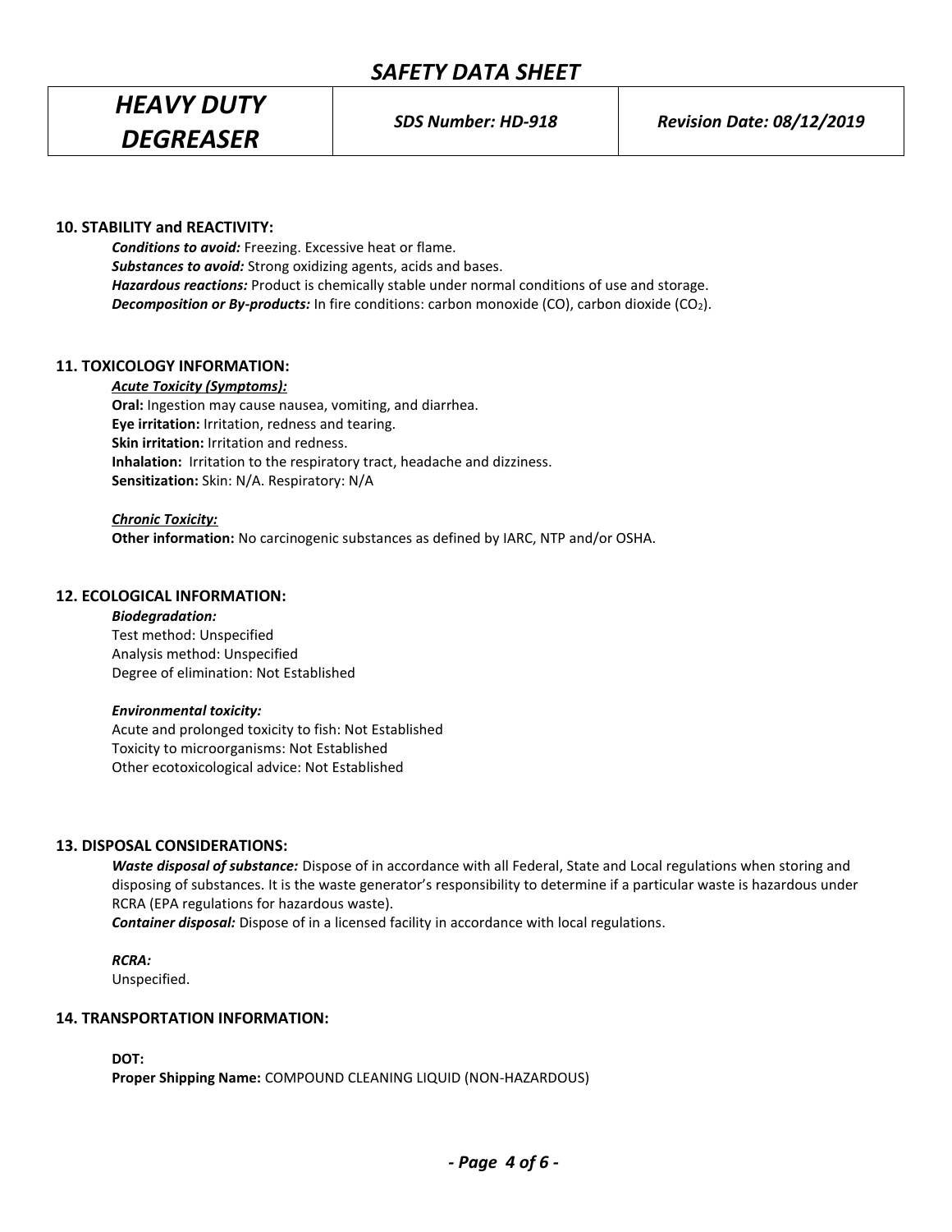## 10. STABILITY and REACTIVITY:

***Conditions to avoid:*** Freezing. Excessive heat or flame.
***Substances to avoid:*** Strong oxidizing agents, acids and bases.
***Hazardous reactions:*** Product is chemically stable under normal conditions of use and storage.
***Decomposition or By-products:*** In fire conditions: carbon monoxide (CO), carbon dioxide ($CO_2$).

## 11. TOXICOLOGY INFORMATION:

***Acute Toxicity (Symptoms):***
**Oral:** Ingestion may cause nausea, vomiting, and diarrhea.
**Eye irritation:** Irritation, redness and tearing.
**Skin irritation:** Irritation and redness.
**Inhalation:** Irritation to the respiratory tract, headache and dizziness.
**Sensitization:** Skin: N/A. Respiratory: N/A

***Chronic Toxicity:***
**Other information:** No carcinogenic substances as defined by IARC, NTP and/or OSHA.

## 12. ECOLOGICAL INFORMATION:

***Biodegradation:***
Test method: Unspecified
Analysis method: Unspecified
Degree of elimination: Not Established

***Environmental toxicity:***
Acute and prolonged toxicity to fish: Not Established
Toxicity to microorganisms: Not Established
Other ecotoxicological advice: Not Established

## 13. DISPOSAL CONSIDERATIONS:

***Waste disposal of substance:*** Dispose of in accordance with all Federal, State and Local regulations when storing and disposing of substances. It is the waste generator's responsibility to determine if a particular waste is hazardous under RCRA (EPA regulations for hazardous waste).
***Container disposal:*** Dispose of in a licensed facility in accordance with local regulations.

***RCRA:***
Unspecified.

## 14. TRANSPORTATION INFORMATION:

**DOT:**
**Proper Shipping Name:** COMPOUND CLEANING LIQUID (NON-HAZARDOUS)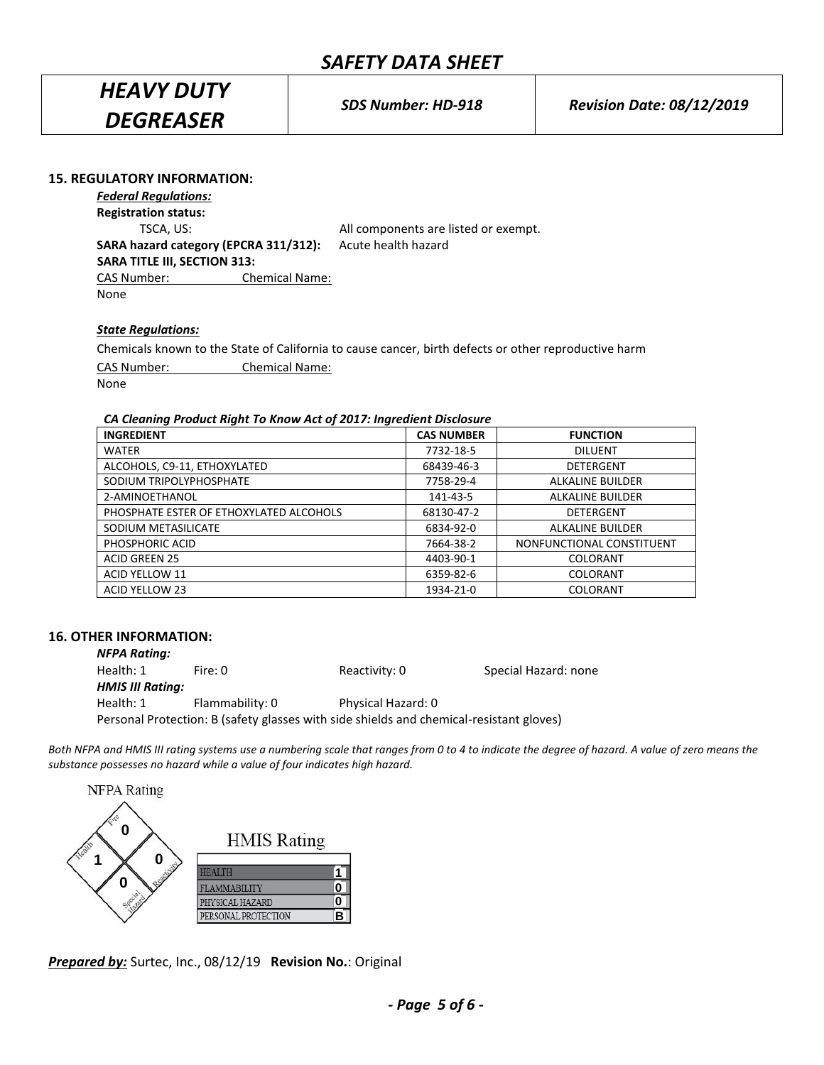## 15. REGULATORY INFORMATION:

***Federal Regulations:***

**Registration status:**

TSCA, US: All components are listed or exempt.

**SARA hazard category (EPCRA 311/312):** Acute health hazard

**SARA TITLE III, SECTION 313:**

| CAS Number: | Chemical Name: |
|---|---|
| None | |

***State Regulations:***

Chemicals known to the State of California to cause cancer, birth defects or other reproductive harm

| CAS Number: | Chemical Name: |
|---|---|
| None | |

***CA Cleaning Product Right To Know Act of 2017: Ingredient Disclosure***

| INGREDIENT | CAS NUMBER | FUNCTION |
|---|---|---|
| WATER | 7732-18-5 | DILUENT |
| ALCOHOLS, C9-11, ETHOXYLATED | 68439-46-3 | DETERGENT |
| SODIUM TRIPOLYPHOSPHATE | 7758-29-4 | ALKALINE BUILDER |
| 2-AMINOETHANOL | 141-43-5 | ALKALINE BUILDER |
| PHOSPHATE ESTER OF ETHOXYLATED ALCOHOLS | 68130-47-2 | DETERGENT |
| SODIUM METASILICATE | 6834-92-0 | ALKALINE BUILDER |
| PHOSPHORIC ACID | 7664-38-2 | NONFUNCTIONAL CONSTITUENT |
| ACID GREEN 25 | 4403-90-1 | COLORANT |
| ACID YELLOW 11 | 6359-82-6 | COLORANT |
| ACID YELLOW 23 | 1934-21-0 | COLORANT |

## 16. OTHER INFORMATION:

***NFPA Rating:***

Health: 1 Fire: 0 Reactivity: 0 Special Hazard: none

***HMIS III Rating:***

Health: 1 Flammability: 0 Physical Hazard: 0

Personal Protection: B (safety glasses with side shields and chemical-resistant gloves)

*Both NFPA and HMIS III rating systems use a numbering scale that ranges from 0 to 4 to indicate the degree of hazard. A value of zero means the substance possesses no hazard while a value of four indicates high hazard.*

NFPA Rating

| Fire | Health | Reactivity | Special Hazard |
|---|---|---|---|
| 0 | 1 | 0 | 0 |

HMIS Rating

| | |
|---|---|
| HEALTH | 1 |
| FLAMMABILITY | 0 |
| PHYSICAL HAZARD | 0 |
| PERSONAL PROTECTION | B |

***Prepared by:*** Surtec, Inc., 08/12/19 **Revision No.**: Original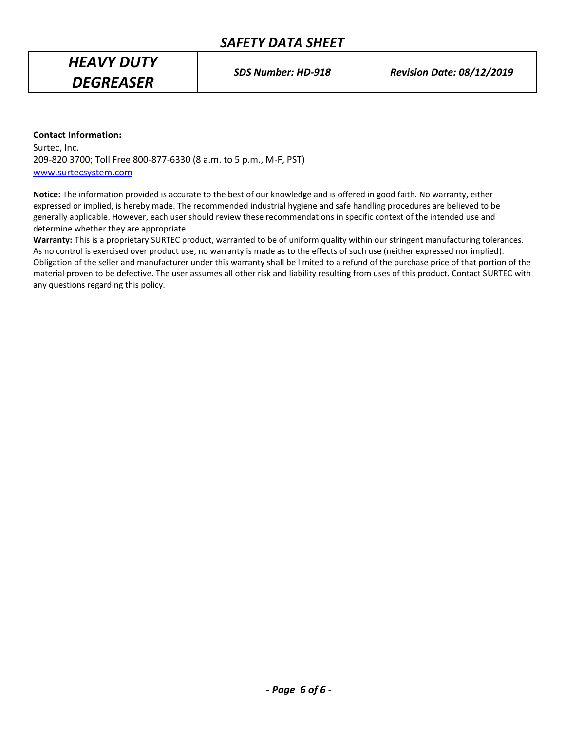**Contact Information:**
Surtec, Inc.
209-820 3700; Toll Free 800-877-6330 (8 a.m. to 5 p.m., M-F, PST)
www.surtecsystem.com

**Notice:** The information provided is accurate to the best of our knowledge and is offered in good faith. No warranty, either expressed or implied, is hereby made. The recommended industrial hygiene and safe handling procedures are believed to be generally applicable. However, each user should review these recommendations in specific context of the intended use and determine whether they are appropriate.

**Warranty:** This is a proprietary SURTEC product, warranted to be of uniform quality within our stringent manufacturing tolerances. As no control is exercised over product use, no warranty is made as to the effects of such use (neither expressed nor implied). Obligation of the seller and manufacturer under this warranty shall be limited to a refund of the purchase price of that portion of the material proven to be defective. The user assumes all other risk and liability resulting from uses of this product. Contact SURTEC with any questions regarding this policy.